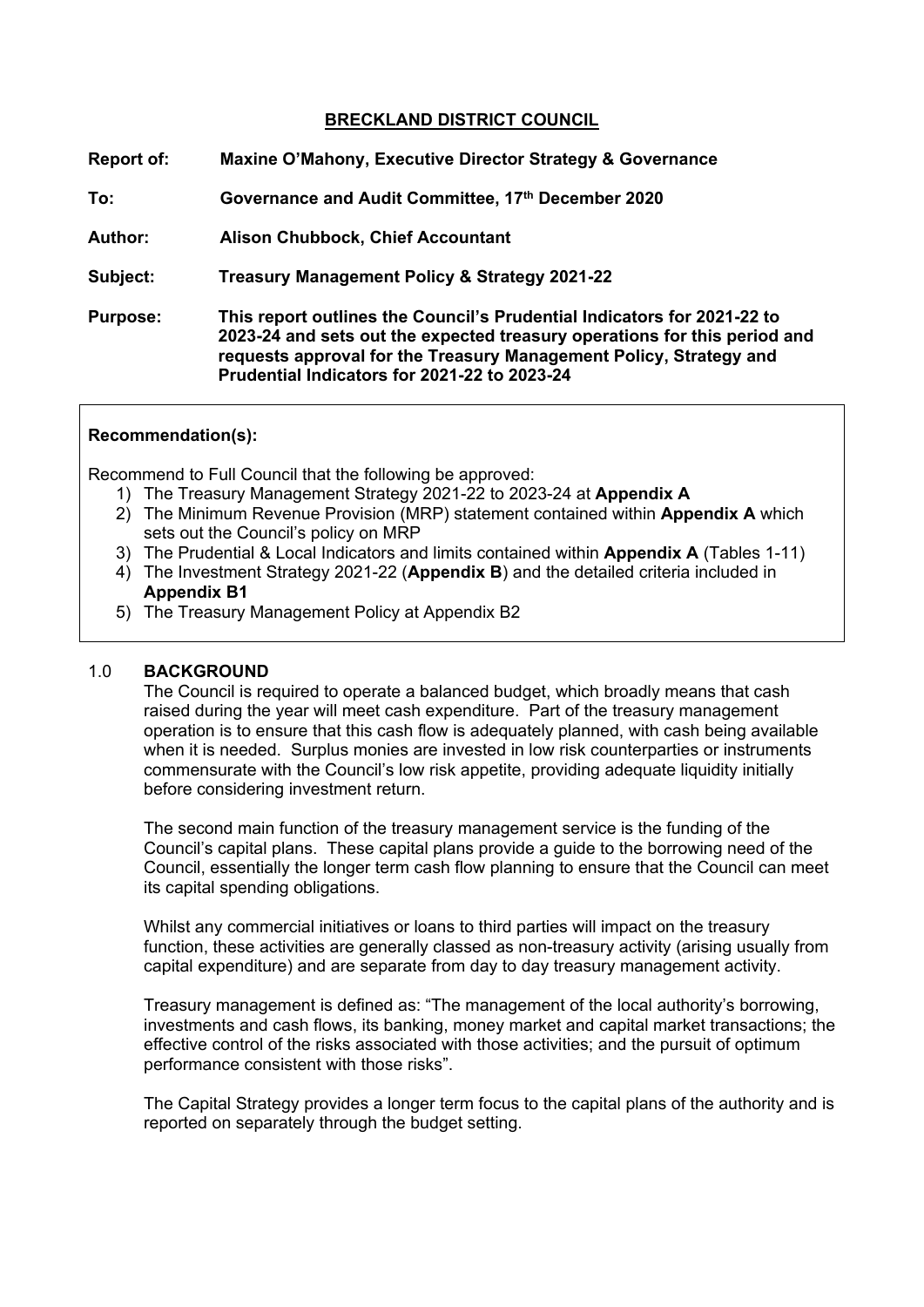**BRECKLAND DISTRICT COUNCIL**

**Report of:** **Maxine O'Mahony, Executive Director Strategy & Governance**

**To:** **Governance and Audit Committee, 17th December 2020**

**Author:** **Alison Chubbock, Chief Accountant**

**Subject:** **Treasury Management Policy & Strategy 2021-22**

**Purpose:** **This report outlines the Council's Prudential Indicators for 2021-22 to 2023-24 and sets out the expected treasury operations for this period and requests approval for the Treasury Management Policy, Strategy and Prudential Indicators for 2021-22 to 2023-24**

**Recommendation(s):**

Recommend to Full Council that the following be approved:

1) The Treasury Management Strategy 2021-22 to 2023-24 at **Appendix A**
2) The Minimum Revenue Provision (MRP) statement contained within **Appendix A** which sets out the Council's policy on MRP
3) The Prudential & Local Indicators and limits contained within **Appendix A** (Tables 1-11)
4) The Investment Strategy 2021-22 (**Appendix B**) and the detailed criteria included in **Appendix B1**
5) The Treasury Management Policy at Appendix B2

## 1.0 BACKGROUND

The Council is required to operate a balanced budget, which broadly means that cash raised during the year will meet cash expenditure. Part of the treasury management operation is to ensure that this cash flow is adequately planned, with cash being available when it is needed. Surplus monies are invested in low risk counterparties or instruments commensurate with the Council's low risk appetite, providing adequate liquidity initially before considering investment return.

The second main function of the treasury management service is the funding of the Council's capital plans. These capital plans provide a guide to the borrowing need of the Council, essentially the longer term cash flow planning to ensure that the Council can meet its capital spending obligations.

Whilst any commercial initiatives or loans to third parties will impact on the treasury function, these activities are generally classed as non-treasury activity (arising usually from capital expenditure) and are separate from day to day treasury management activity.

Treasury management is defined as: "The management of the local authority's borrowing, investments and cash flows, its banking, money market and capital market transactions; the effective control of the risks associated with those activities; and the pursuit of optimum performance consistent with those risks".

The Capital Strategy provides a longer term focus to the capital plans of the authority and is reported on separately through the budget setting.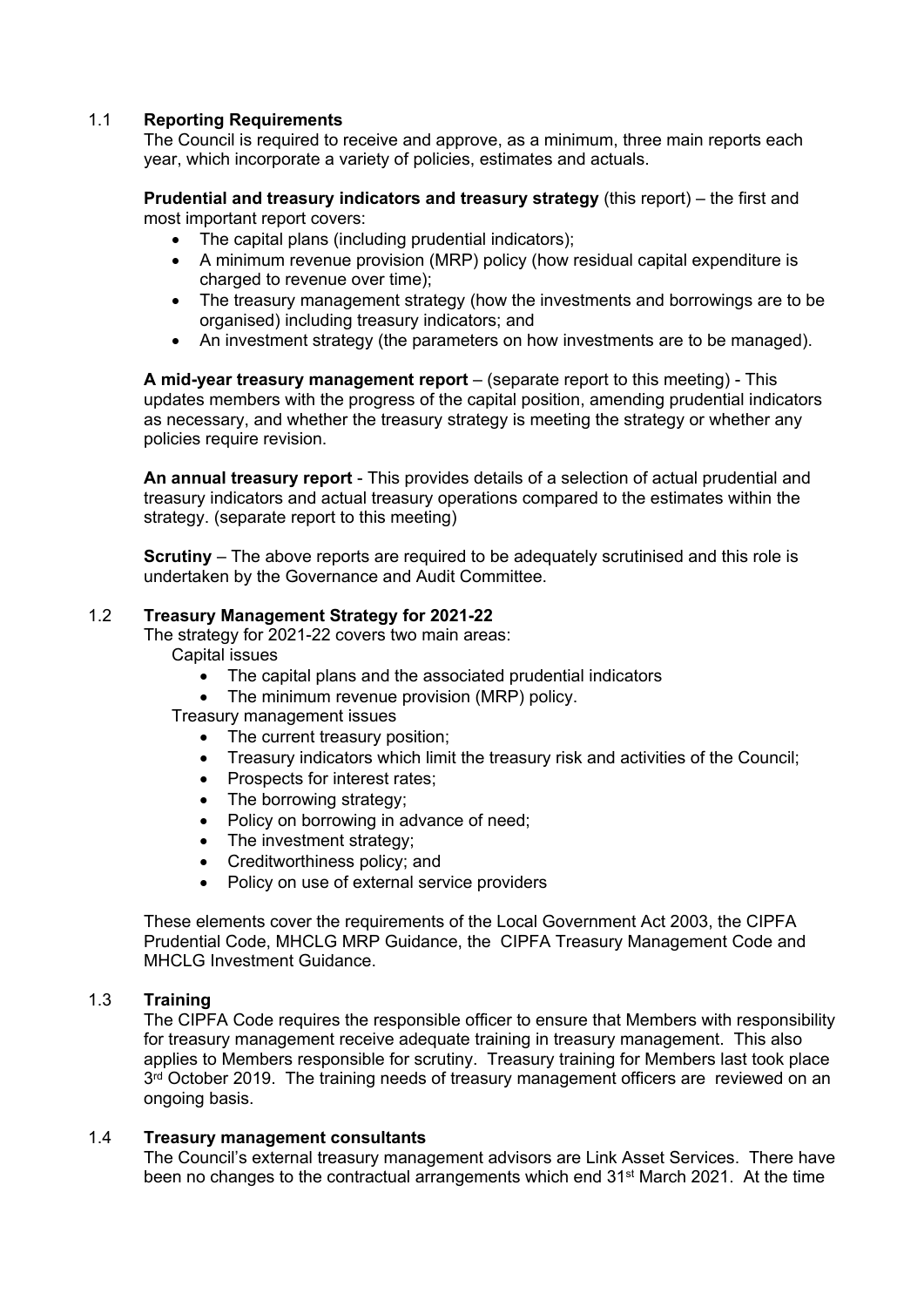## 1.1 Reporting Requirements

The Council is required to receive and approve, as a minimum, three main reports each year, which incorporate a variety of policies, estimates and actuals.

**Prudential and treasury indicators and treasury strategy** (this report) – the first and most important report covers:

- The capital plans (including prudential indicators);
- A minimum revenue provision (MRP) policy (how residual capital expenditure is charged to revenue over time);
- The treasury management strategy (how the investments and borrowings are to be organised) including treasury indicators; and
- An investment strategy (the parameters on how investments are to be managed).

**A mid-year treasury management report** – (separate report to this meeting) - This updates members with the progress of the capital position, amending prudential indicators as necessary, and whether the treasury strategy is meeting the strategy or whether any policies require revision.

**An annual treasury report** - This provides details of a selection of actual prudential and treasury indicators and actual treasury operations compared to the estimates within the strategy. (separate report to this meeting)

**Scrutiny** – The above reports are required to be adequately scrutinised and this role is undertaken by the Governance and Audit Committee.

## 1.2 Treasury Management Strategy for 2021-22

The strategy for 2021-22 covers two main areas:

Capital issues

- The capital plans and the associated prudential indicators
- The minimum revenue provision (MRP) policy.

Treasury management issues

- The current treasury position;
- Treasury indicators which limit the treasury risk and activities of the Council;
- Prospects for interest rates;
- The borrowing strategy;
- Policy on borrowing in advance of need;
- The investment strategy;
- Creditworthiness policy; and
- Policy on use of external service providers

These elements cover the requirements of the Local Government Act 2003, the CIPFA Prudential Code, MHCLG MRP Guidance, the CIPFA Treasury Management Code and MHCLG Investment Guidance.

## 1.3 Training

The CIPFA Code requires the responsible officer to ensure that Members with responsibility for treasury management receive adequate training in treasury management. This also applies to Members responsible for scrutiny. Treasury training for Members last took place 3rd October 2019. The training needs of treasury management officers are reviewed on an ongoing basis.

## 1.4 Treasury management consultants

The Council's external treasury management advisors are Link Asset Services. There have been no changes to the contractual arrangements which end 31st March 2021. At the time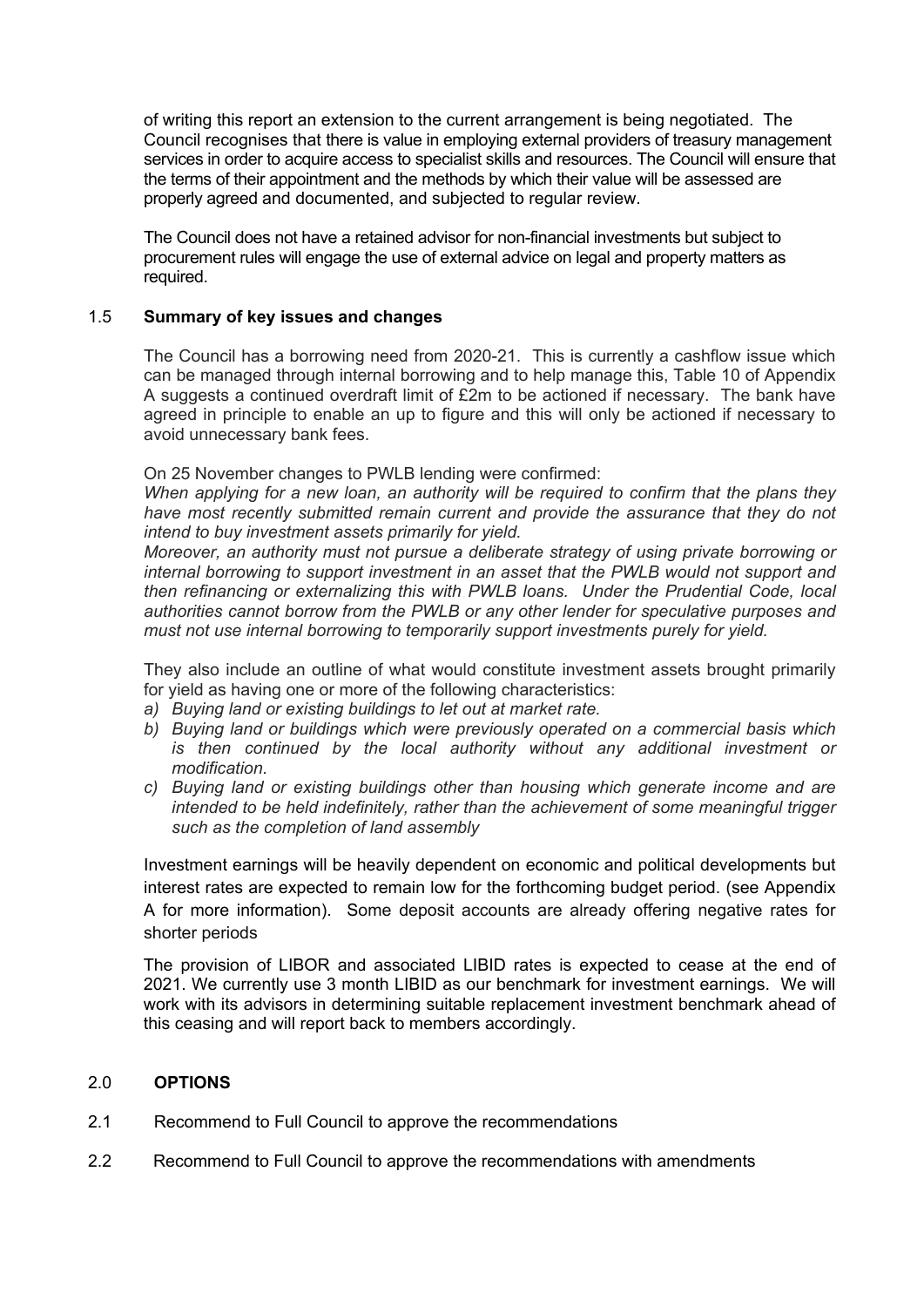of writing this report an extension to the current arrangement is being negotiated. The Council recognises that there is value in employing external providers of treasury management services in order to acquire access to specialist skills and resources. The Council will ensure that the terms of their appointment and the methods by which their value will be assessed are properly agreed and documented, and subjected to regular review.

The Council does not have a retained advisor for non-financial investments but subject to procurement rules will engage the use of external advice on legal and property matters as required.

### 1.5 Summary of key issues and changes

The Council has a borrowing need from 2020-21. This is currently a cashflow issue which can be managed through internal borrowing and to help manage this, Table 10 of Appendix A suggests a continued overdraft limit of £2m to be actioned if necessary. The bank have agreed in principle to enable an up to figure and this will only be actioned if necessary to avoid unnecessary bank fees.

On 25 November changes to PWLB lending were confirmed:

*When applying for a new loan, an authority will be required to confirm that the plans they have most recently submitted remain current and provide the assurance that they do not intend to buy investment assets primarily for yield.*

*Moreover, an authority must not pursue a deliberate strategy of using private borrowing or internal borrowing to support investment in an asset that the PWLB would not support and then refinancing or externalizing this with PWLB loans. Under the Prudential Code, local authorities cannot borrow from the PWLB or any other lender for speculative purposes and must not use internal borrowing to temporarily support investments purely for yield.*

They also include an outline of what would constitute investment assets brought primarily for yield as having one or more of the following characteristics:

a) *Buying land or existing buildings to let out at market rate.*
b) *Buying land or buildings which were previously operated on a commercial basis which is then continued by the local authority without any additional investment or modification.*
c) *Buying land or existing buildings other than housing which generate income and are intended to be held indefinitely, rather than the achievement of some meaningful trigger such as the completion of land assembly*

Investment earnings will be heavily dependent on economic and political developments but interest rates are expected to remain low for the forthcoming budget period. (see Appendix A for more information). Some deposit accounts are already offering negative rates for shorter periods

The provision of LIBOR and associated LIBID rates is expected to cease at the end of 2021. We currently use 3 month LIBID as our benchmark for investment earnings. We will work with its advisors in determining suitable replacement investment benchmark ahead of this ceasing and will report back to members accordingly.

## 2.0 OPTIONS

2.1 Recommend to Full Council to approve the recommendations

2.2 Recommend to Full Council to approve the recommendations with amendments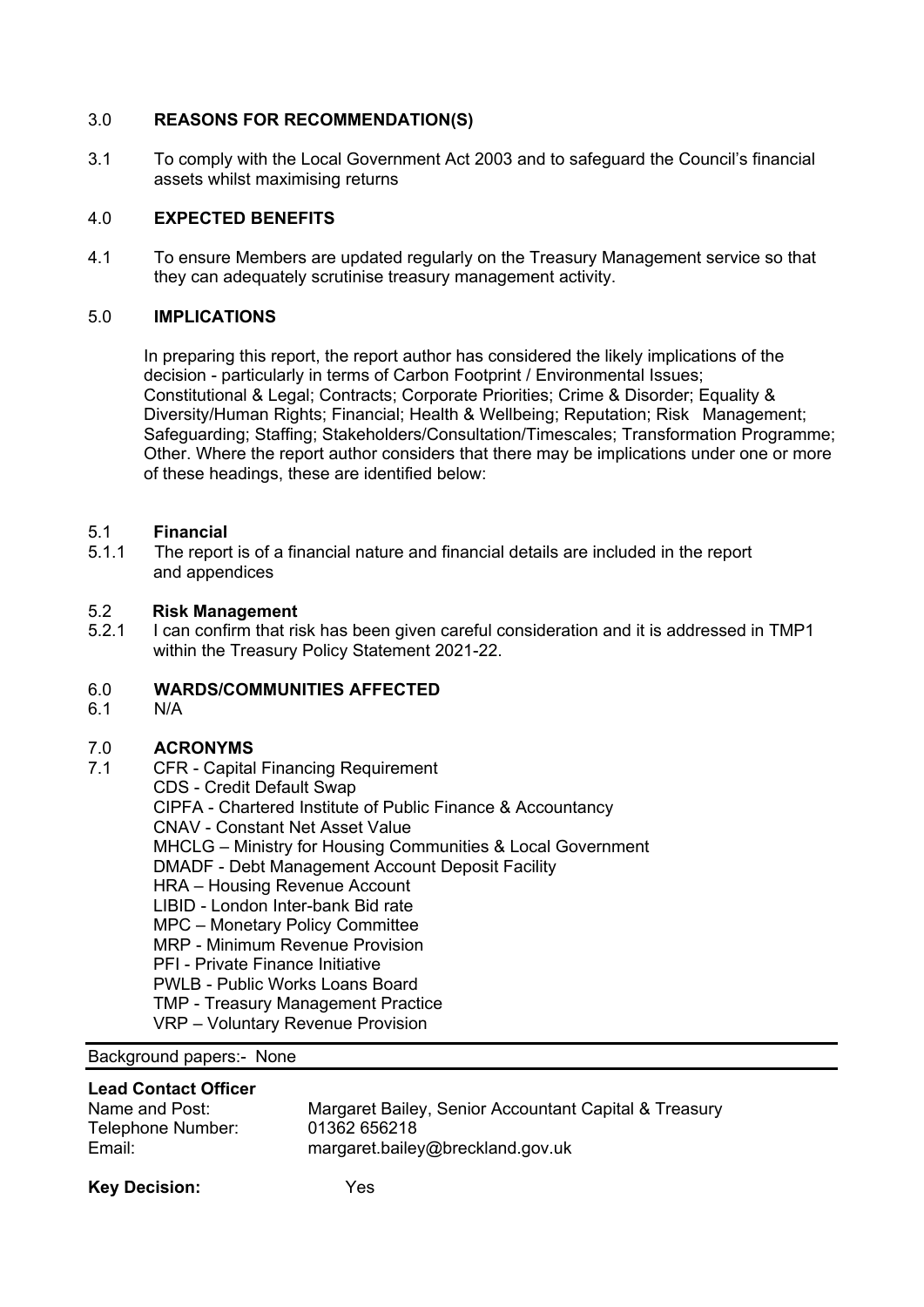## 3.0 REASONS FOR RECOMMENDATION(S)

3.1 To comply with the Local Government Act 2003 and to safeguard the Council's financial assets whilst maximising returns

## 4.0 EXPECTED BENEFITS

4.1 To ensure Members are updated regularly on the Treasury Management service so that they can adequately scrutinise treasury management activity.

## 5.0 IMPLICATIONS

In preparing this report, the report author has considered the likely implications of the decision - particularly in terms of Carbon Footprint / Environmental Issues; Constitutional & Legal; Contracts; Corporate Priorities; Crime & Disorder; Equality & Diversity/Human Rights; Financial; Health & Wellbeing; Reputation; Risk Management; Safeguarding; Staffing; Stakeholders/Consultation/Timescales; Transformation Programme; Other. Where the report author considers that there may be implications under one or more of these headings, these are identified below:

### 5.1 Financial

5.1.1 The report is of a financial nature and financial details are included in the report and appendices

### 5.2 Risk Management

5.2.1 I can confirm that risk has been given careful consideration and it is addressed in TMP1 within the Treasury Policy Statement 2021-22.

## 6.0 WARDS/COMMUNITIES AFFECTED

6.1 N/A

## 7.0 ACRONYMS

7.1 CFR - Capital Financing Requirement
CDS - Credit Default Swap
CIPFA - Chartered Institute of Public Finance & Accountancy
CNAV - Constant Net Asset Value
MHCLG – Ministry for Housing Communities & Local Government
DMADF - Debt Management Account Deposit Facility
HRA – Housing Revenue Account
LIBID - London Inter-bank Bid rate
MPC – Monetary Policy Committee
MRP - Minimum Revenue Provision
PFI - Private Finance Initiative
PWLB - Public Works Loans Board
TMP - Treasury Management Practice
VRP – Voluntary Revenue Provision

Background papers:- None

**Lead Contact Officer**

| | |
|---|---|
| Name and Post: | Margaret Bailey, Senior Accountant Capital & Treasury |
| Telephone Number: | 01362 656218 |
| Email: | margaret.bailey@breckland.gov.uk |

**Key Decision:** Yes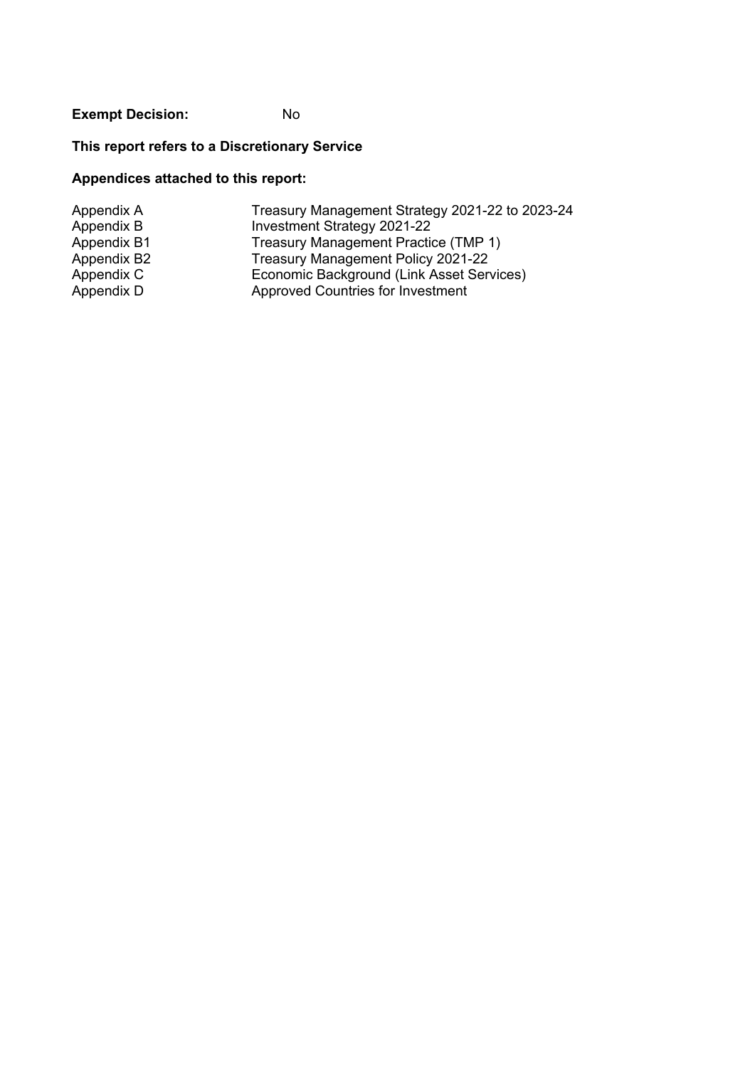**Exempt Decision:** No

**This report refers to a Discretionary Service**

**Appendices attached to this report:**

| | |
|---|---|
| Appendix A | Treasury Management Strategy 2021-22 to 2023-24 |
| Appendix B | Investment Strategy 2021-22 |
| Appendix B1 | Treasury Management Practice (TMP 1) |
| Appendix B2 | Treasury Management Policy 2021-22 |
| Appendix C | Economic Background (Link Asset Services) |
| Appendix D | Approved Countries for Investment |